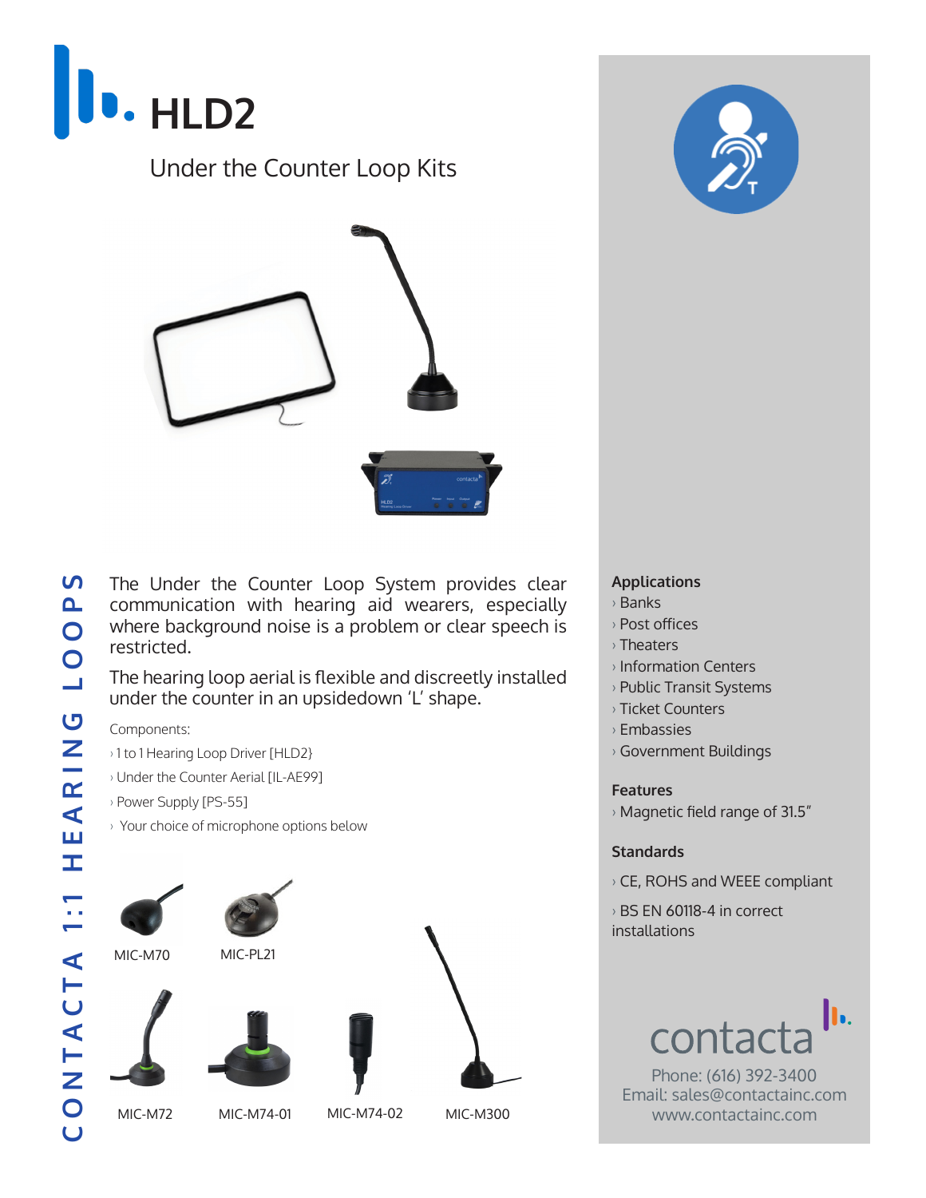# HLD2

## Under the Counter Loop Kits

CONTACTA 1:1 HEARING LOOPS

The Under the Counter Loop System provides clear communication with hearing aid wearers, especially where background noise is a problem or clear speech is restricted.

The hearing loop aerial is flexible and discreetly installed under the counter in an upsidedown 'L' shape.

Components:

- 1 to 1 Hearing Loop Driver [HLD2}
- Under the Counter Aerial [IL-AE99]
- Power Supply [PS-55]
- Your choice of microphone options below

MIC-M70

MIC-PL21

MIC-M72

MIC-M74-01

MIC-M74-02

MIC-M300

**Applications**

- Banks
- Post offices
- Theaters
- Information Centers
- Public Transit Systems
- Ticket Counters
- Embassies
- Government Buildings

**Features**

- Magnetic field range of 31.5"

**Standards**

- CE, ROHS and WEEE compliant
- BS EN 60118-4 in correct installations

contacta

Phone: (616) 392-3400
Email: sales@contactainc.com
www.contactainc.com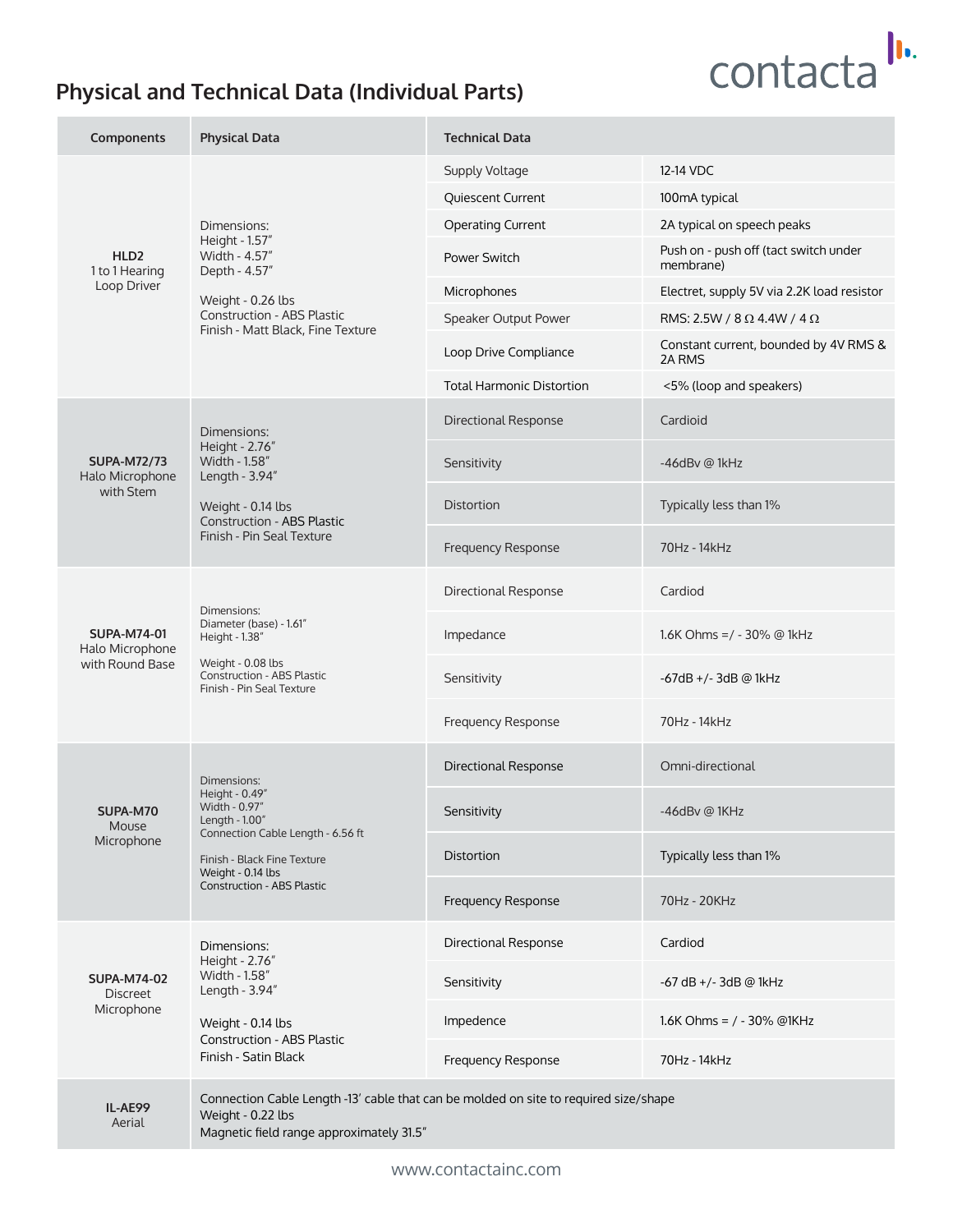# Physical and Technical Data (Individual Parts)

| Components | Physical Data | Technical Data | |
|---|---|---|---|
| **HLD2** 1 to 1 Hearing Loop Driver | Dimensions: Height - 1.57″ Width - 4.57″ Depth - 4.57″ Weight - 0.26 lbs Construction - ABS Plastic Finish - Matt Black, Fine Texture | Supply Voltage | 12-14 VDC |
| | | Quiescent Current | 100mA typical |
| | | Operating Current | 2A typical on speech peaks |
| | | Power Switch | Push on - push off (tact switch under membrane) |
| | | Microphones | Electret, supply 5V via 2.2K load resistor |
| | | Speaker Output Power | RMS: 2.5W / 8 Ω 4.4W / 4 Ω |
| | | Loop Drive Compliance | Constant current, bounded by 4V RMS & 2A RMS |
| | | Total Harmonic Distortion | <5% (loop and speakers) |
| **SUPA-M72/73** Halo Microphone with Stem | Dimensions: Height - 2.76″ Width - 1.58″ Length - 3.94″ Weight - 0.14 lbs Construction - ABS Plastic Finish - Pin Seal Texture | Directional Response | Cardioid |
| | | Sensitivity | -46dBv @ 1kHz |
| | | Distortion | Typically less than 1% |
| | | Frequency Response | 70Hz - 14kHz |
| **SUPA-M74-01** Halo Microphone with Round Base | Dimensions: Diameter (base) - 1.61″ Height - 1.38″ Weight - 0.08 lbs Construction - ABS Plastic Finish - Pin Seal Texture | Directional Response | Cardiod |
| | | Impedance | 1.6K Ohms =/ - 30% @ 1kHz |
| | | Sensitivity | -67dB +/- 3dB @ 1kHz |
| | | Frequency Response | 70Hz - 14kHz |
| **SUPA-M70** Mouse Microphone | Dimensions: Height - 0.49″ Width - 0.97″ Length - 1.00″ Connection Cable Length - 6.56 ft Finish - Black Fine Texture Weight - 0.14 lbs Construction - ABS Plastic | Directional Response | Omni-directional |
| | | Sensitivity | -46dBv @ 1KHz |
| | | Distortion | Typically less than 1% |
| | | Frequency Response | 70Hz - 20KHz |
| **SUPA-M74-02** Discreet Microphone | Dimensions: Height - 2.76″ Width - 1.58″ Length - 3.94″ Weight - 0.14 lbs Construction - ABS Plastic Finish - Satin Black | Directional Response | Cardiod |
| | | Sensitivity | -67 dB +/- 3dB @ 1kHz |
| | | Impedence | 1.6K Ohms = / - 30% @1KHz |
| | | Frequency Response | 70Hz - 14kHz |
| **IL-AE99** Aerial | Connection Cable Length -13′ cable that can be molded on site to required size/shape Weight - 0.22 lbs Magnetic field range approximately 31.5″ | | |

www.contactainc.com